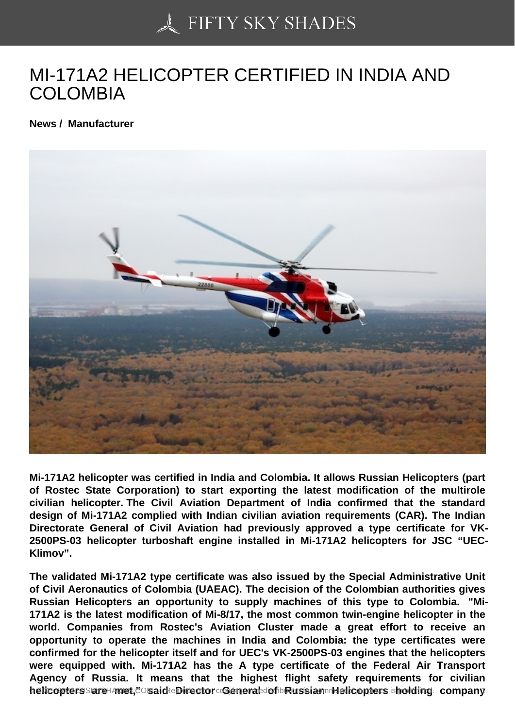# MI-171A2 HELICOPTER CERTIFIED IN INDIA AND COLOMBIA

**News / Manufacturer**

**Mi-171A2 helicopter was certified in India and Colombia. It allows Russian Helicopters (part of Rostec State Corporation) to start exporting the latest modification of the multirole civilian helicopter. The Civil Aviation Department of India confirmed that the standard design of Mi-171A2 complied with Indian civilian aviation requirements (CAR). The Indian Directorate General of Civil Aviation had previously approved a type certificate for VK-2500PS-03 helicopter turboshaft engine installed in Mi-171A2 helicopters for JSC "UEC-Klimov".**

**The validated Mi-171A2 type certificate was also issued by the Special Administrative Unit of Civil Aeronautics of Colombia (UAEAC). The decision of the Colombian authorities gives Russian Helicopters an opportunity to supply machines of this type to Colombia. "Mi-171A2 is the latest modification of Mi-8/17, the most common twin-engine helicopter in the world. Companies from Rostec's Aviation Cluster made a great effort to receive an opportunity to operate the machines in India and Colombia: the type certificates were confirmed for the helicopter itself and for UEC's VK-2500PS-03 engines that the helicopters were equipped with. Mi-171A2 has the A type certificate of the Federal Air Transport Agency of Russia. It means that the highest flight safety requirements for civilian helicopters are met," said Director General of Russian Helicopters holding company**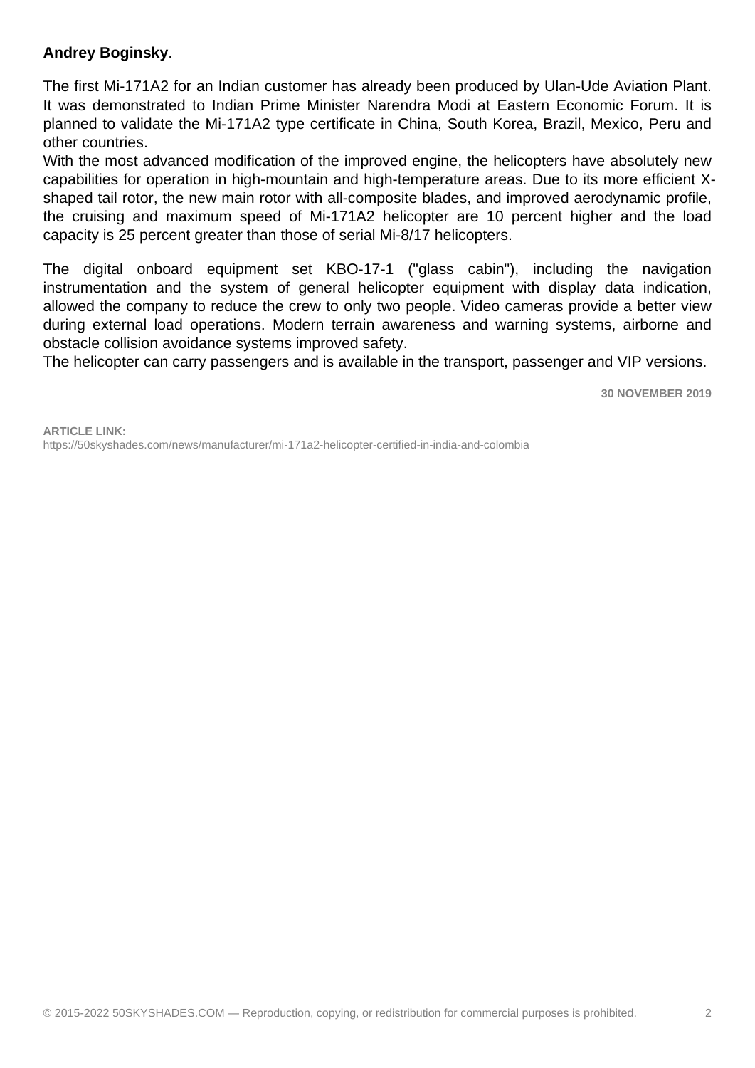**Andrey Boginsky**.

The first Mi-171A2 for an Indian customer has already been produced by Ulan-Ude Aviation Plant. It was demonstrated to Indian Prime Minister Narendra Modi at Eastern Economic Forum. It is planned to validate the Mi-171A2 type certificate in China, South Korea, Brazil, Mexico, Peru and other countries.
With the most advanced modification of the improved engine, the helicopters have absolutely new capabilities for operation in high-mountain and high-temperature areas. Due to its more efficient X-shaped tail rotor, the new main rotor with all-composite blades, and improved aerodynamic profile, the cruising and maximum speed of Mi-171A2 helicopter are 10 percent higher and the load capacity is 25 percent greater than those of serial Mi-8/17 helicopters.

The digital onboard equipment set KBO-17-1 ("glass cabin"), including the navigation instrumentation and the system of general helicopter equipment with display data indication, allowed the company to reduce the crew to only two people. Video cameras provide a better view during external load operations. Modern terrain awareness and warning systems, airborne and obstacle collision avoidance systems improved safety.
The helicopter can carry passengers and is available in the transport, passenger and VIP versions.

**30 NOVEMBER 2019**

**ARTICLE LINK:**
https://50skyshades.com/news/manufacturer/mi-171a2-helicopter-certified-in-india-and-colombia